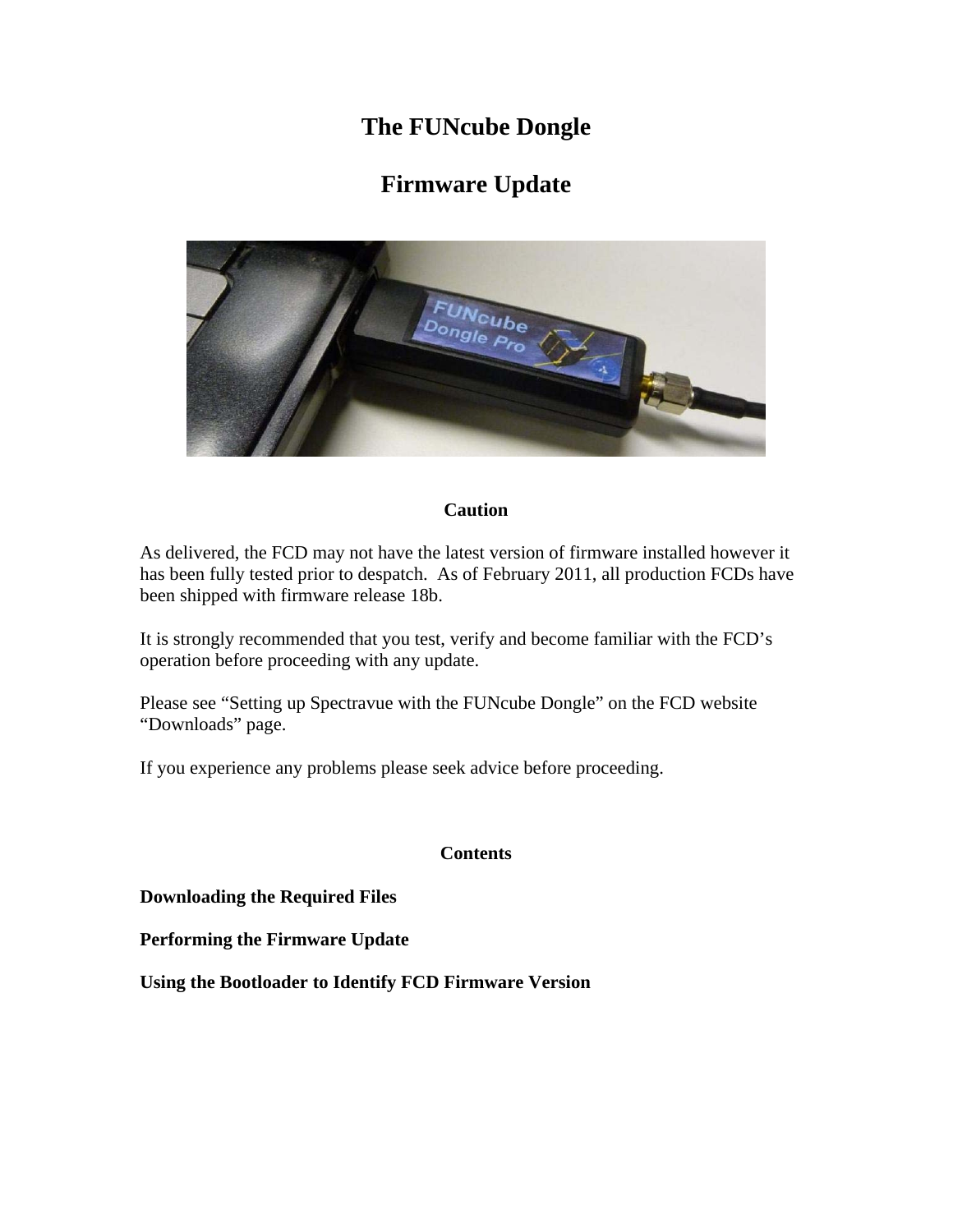# The FUNcube Dongle

# Firmware Update

**Caution**

As delivered, the FCD may not have the latest version of firmware installed however it has been fully tested prior to despatch. As of February 2011, all production FCDs have been shipped with firmware release 18b.

It is strongly recommended that you test, verify and become familiar with the FCD's operation before proceeding with any update.

Please see "Setting up Spectravue with the FUNcube Dongle" on the FCD website "Downloads" page.

If you experience any problems please seek advice before proceeding.

**Contents**

**Downloading the Required Files**

**Performing the Firmware Update**

**Using the Bootloader to Identify FCD Firmware Version**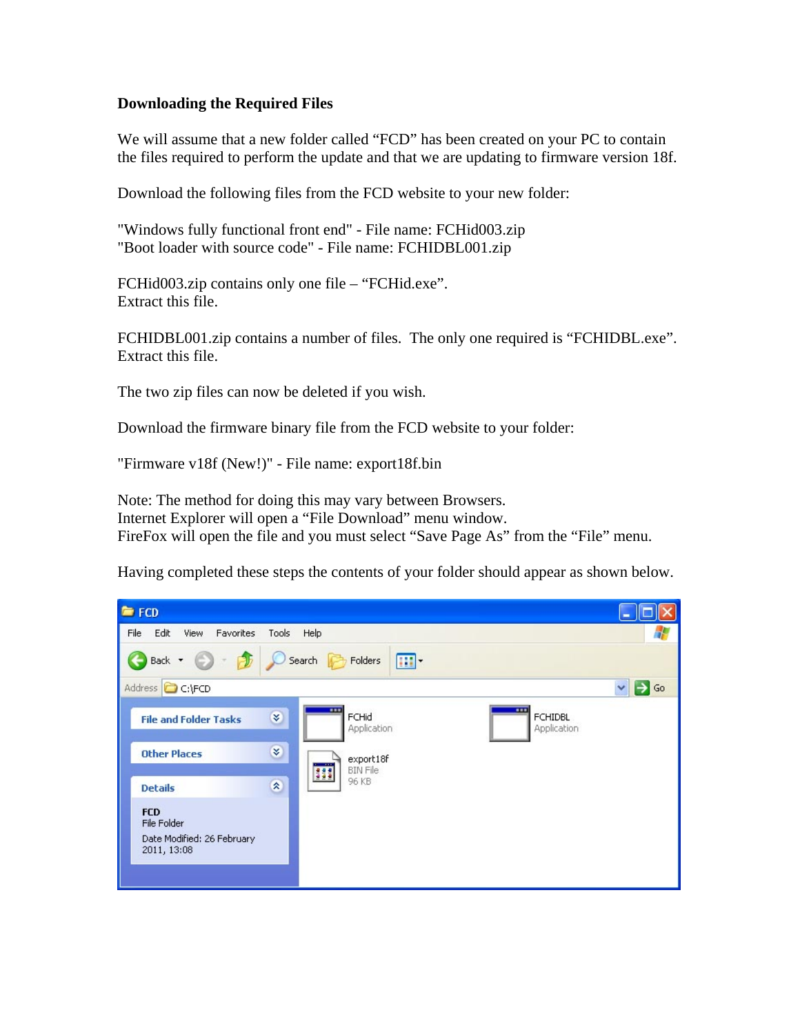**Downloading the Required Files**

We will assume that a new folder called "FCD" has been created on your PC to contain the files required to perform the update and that we are updating to firmware version 18f.

Download the following files from the FCD website to your new folder:

"Windows fully functional front end" - File name: FCHid003.zip
"Boot loader with source code" - File name: FCHIDBL001.zip

FCHid003.zip contains only one file – "FCHid.exe".
Extract this file.

FCHIDBL001.zip contains a number of files. The only one required is "FCHIDBL.exe".
Extract this file.

The two zip files can now be deleted if you wish.

Download the firmware binary file from the FCD website to your folder:

"Firmware v18f (New!)" - File name: export18f.bin

Note: The method for doing this may vary between Browsers.
Internet Explorer will open a "File Download" menu window.
FireFox will open the file and you must select "Save Page As" from the "File" menu.

Having completed these steps the contents of your folder should appear as shown below.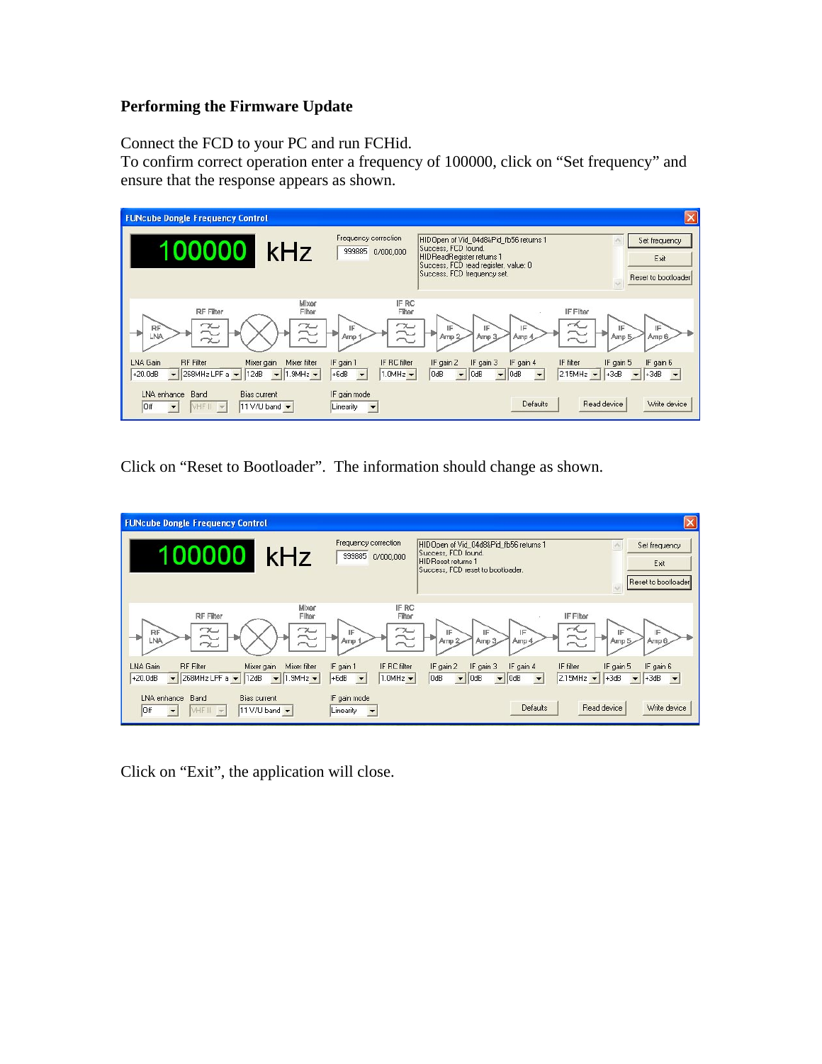**Performing the Firmware Update**

Connect the FCD to your PC and run FCHid.
To confirm correct operation enter a frequency of 100000, click on “Set frequency” and ensure that the response appears as shown.

Click on “Reset to Bootloader”. The information should change as shown.

Click on “Exit”, the application will close.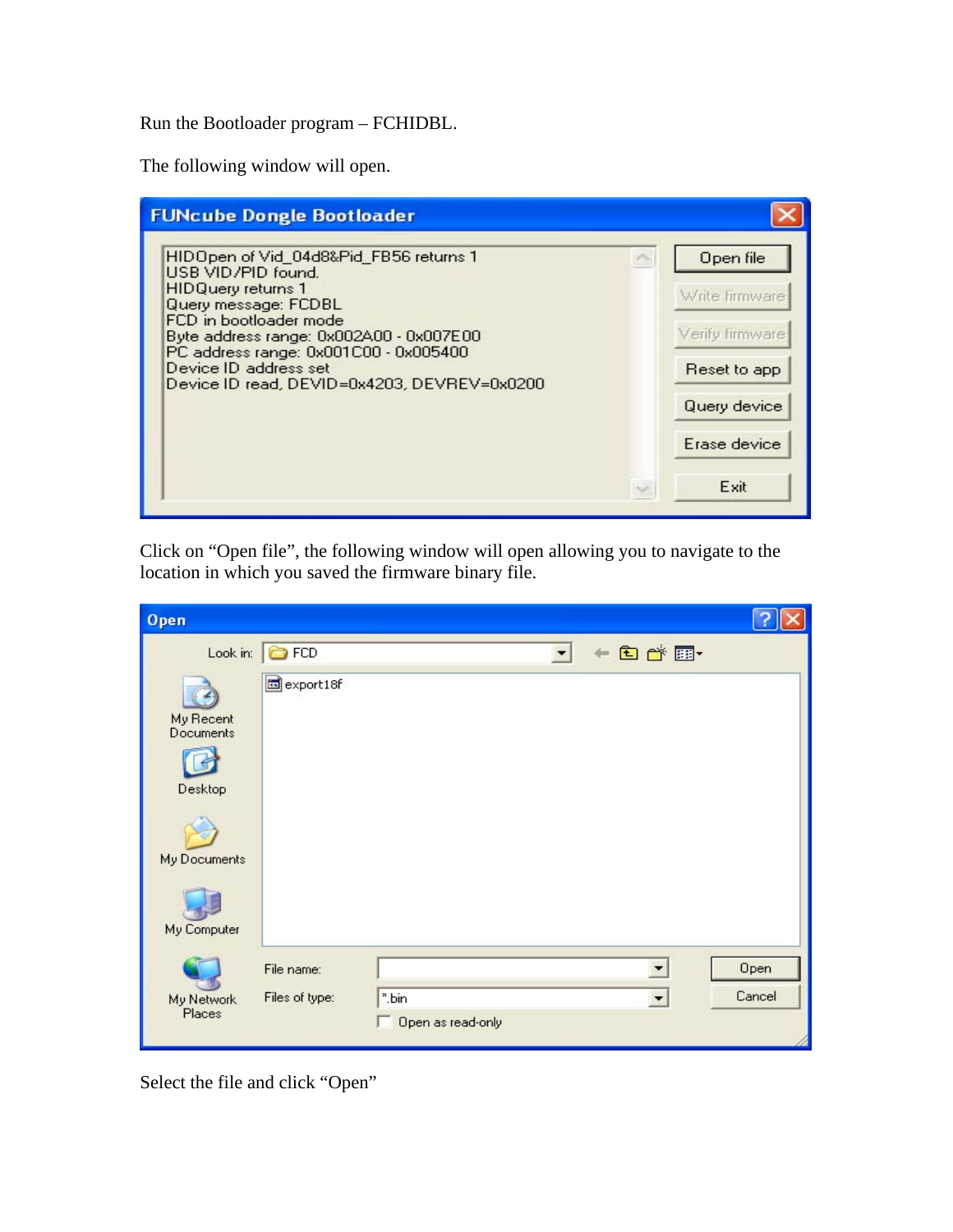Run the Bootloader program – FCHIDBL.

The following window will open.

Click on "Open file", the following window will open allowing you to navigate to the location in which you saved the firmware binary file.

Select the file and click "Open"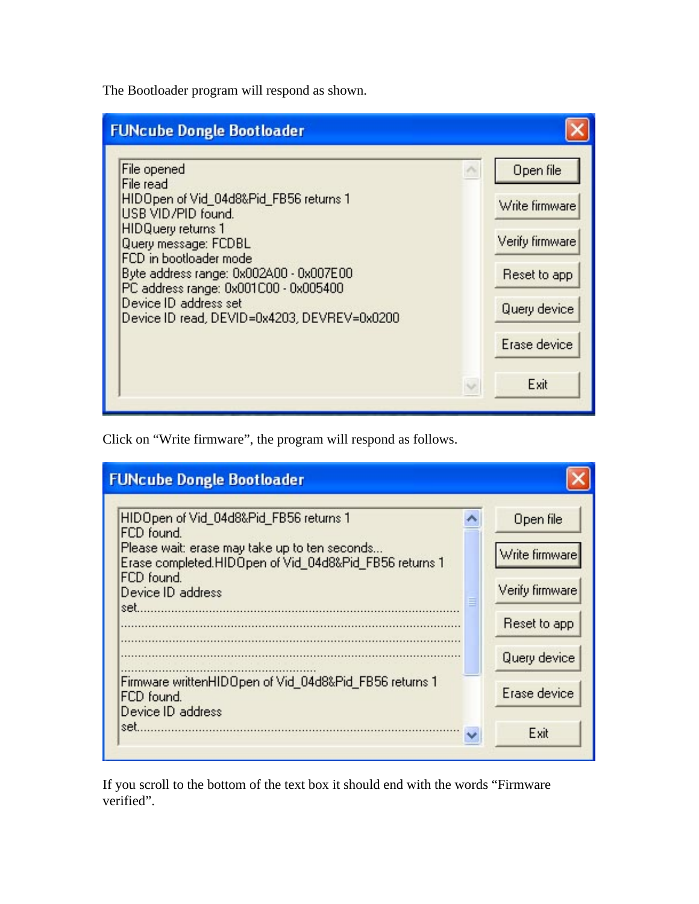The Bootloader program will respond as shown.

```
FUNcube Dongle Bootloader

File opened
File read
HIDOpen of Vid_04d8&Pid_FB56 returns 1
USB VID/PID found.
HIDQuery returns 1
Query message: FCDBL
FCD in bootloader mode
Byte address range: 0x002A00 - 0x007E00
PC address range: 0x001C00 - 0x005400
Device ID address set
Device ID read, DEVID=0x4203, DEVREV=0x0200

[Open file] [Write firmware] [Verify firmware] [Reset to app] [Query device] [Erase device] [Exit]
```

Click on “Write firmware”, the program will respond as follows.

```
FUNcube Dongle Bootloader

HIDOpen of Vid_04d8&Pid_FB56 returns 1
FCD found.
Please wait: erase may take up to ten seconds...
Erase completed.HIDOpen of Vid_04d8&Pid_FB56 returns 1
FCD found.
Device ID address
set.................................................................................
....................................................................................
....................................................................................
....................................................................................
........................................................
Firmware writtenHIDOpen of Vid_04d8&Pid_FB56 returns 1
FCD found.
Device ID address
set.................................................................................

[Open file] [Write firmware] [Verify firmware] [Reset to app] [Query device] [Erase device] [Exit]
```

If you scroll to the bottom of the text box it should end with the words “Firmware verified”.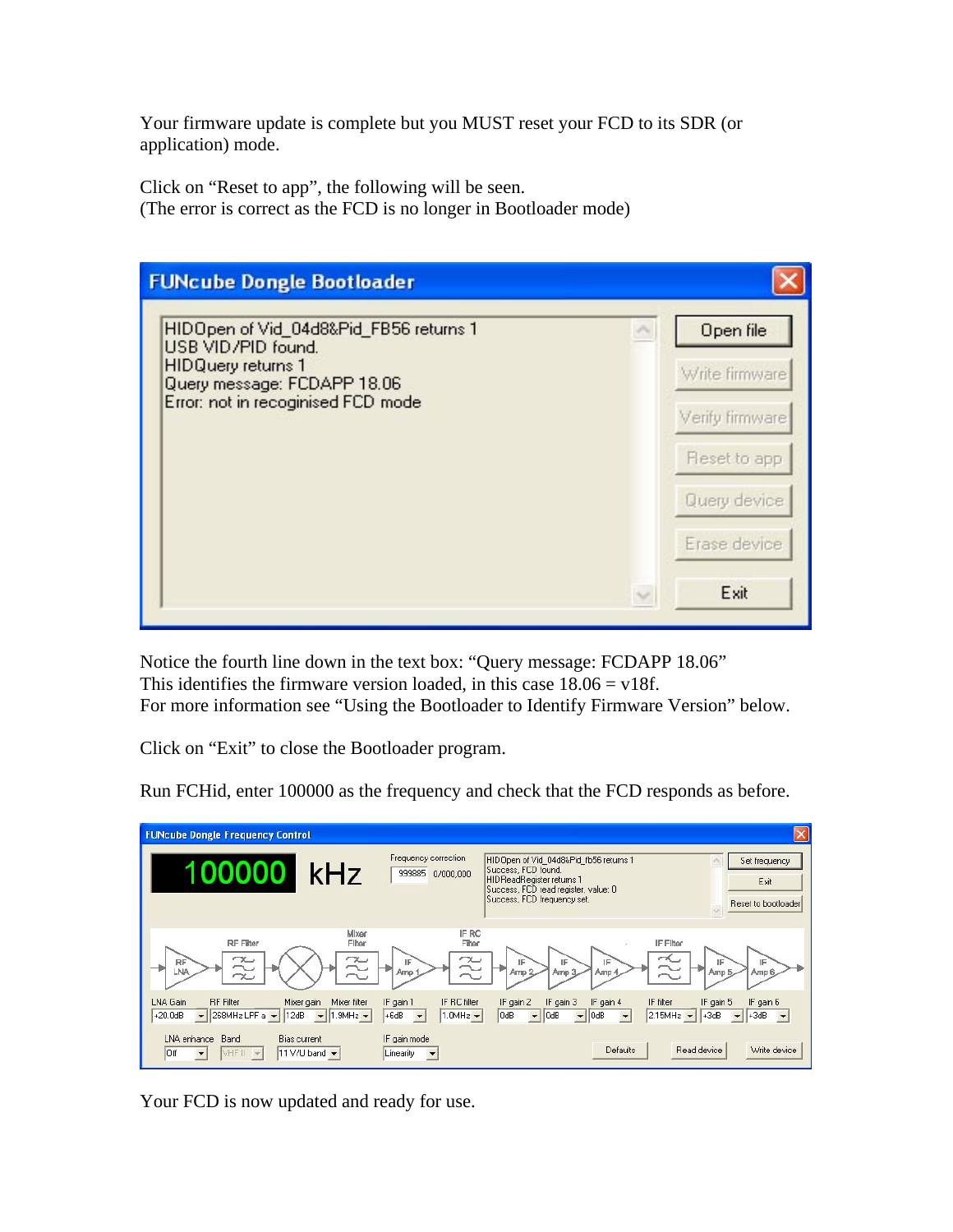Your firmware update is complete but you MUST reset your FCD to its SDR (or application) mode.

Click on “Reset to app”, the following will be seen.
(The error is correct as the FCD is no longer in Bootloader mode)

Notice the fourth line down in the text box: “Query message: FCDAPP 18.06”
This identifies the firmware version loaded, in this case 18.06 = v18f.
For more information see “Using the Bootloader to Identify Firmware Version” below.

Click on “Exit” to close the Bootloader program.

Run FCHid, enter 100000 as the frequency and check that the FCD responds as before.

Your FCD is now updated and ready for use.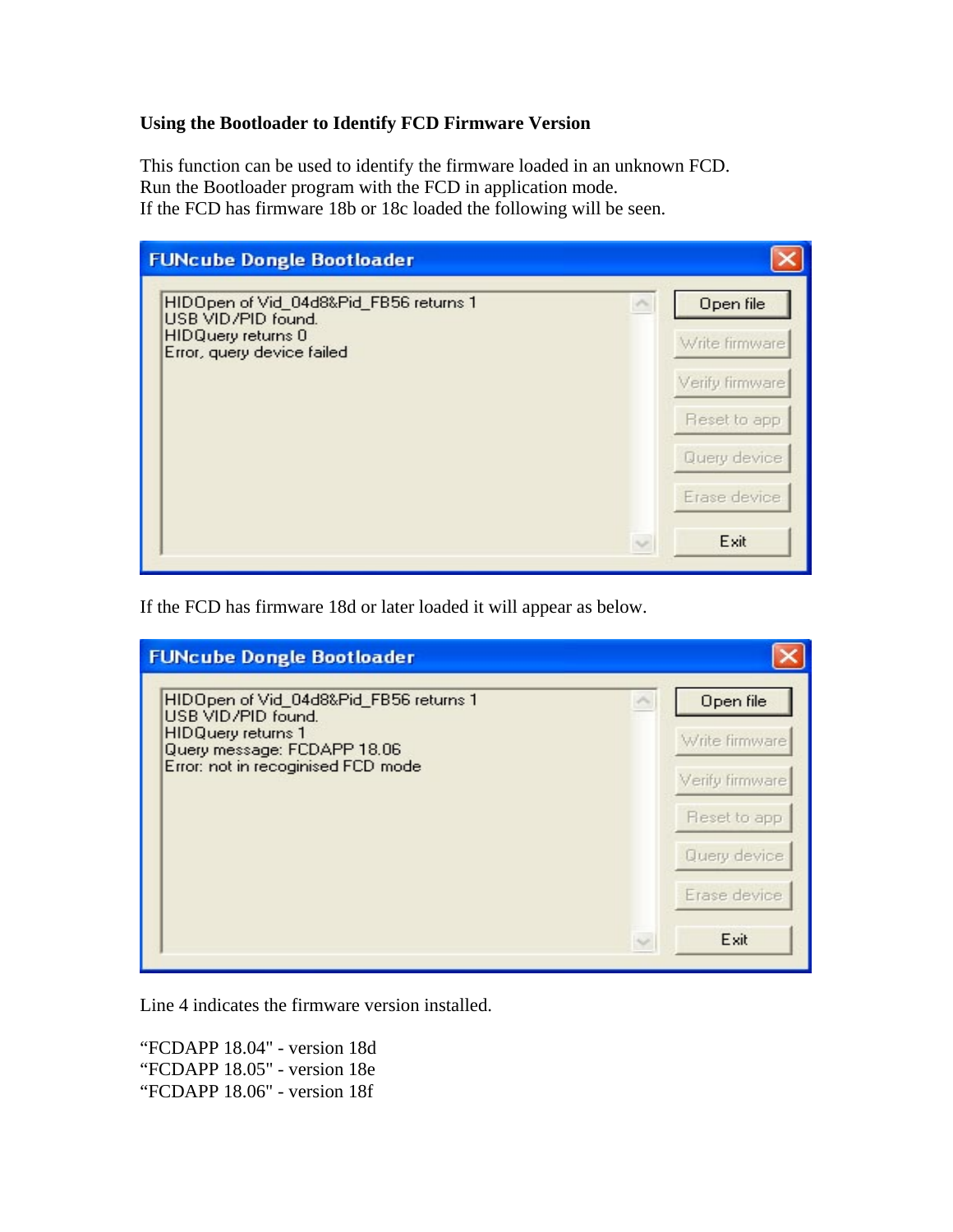**Using the Bootloader to Identify FCD Firmware Version**

This function can be used to identify the firmware loaded in an unknown FCD.
Run the Bootloader program with the FCD in application mode.
If the FCD has firmware 18b or 18c loaded the following will be seen.

```
FUNcube Dongle Bootloader

HIDOpen of Vid_04d8&Pid_FB56 returns 1
USB VID/PID found.
HIDQuery returns 0
Error, query device failed

[Open file] [Write firmware] [Verify firmware] [Reset to app] [Query device] [Erase device] [Exit]
```

If the FCD has firmware 18d or later loaded it will appear as below.

```
FUNcube Dongle Bootloader

HIDOpen of Vid_04d8&Pid_FB56 returns 1
USB VID/PID found.
HIDQuery returns 1
Query message: FCDAPP 18.06
Error: not in recoginised FCD mode

[Open file] [Write firmware] [Verify firmware] [Reset to app] [Query device] [Erase device] [Exit]
```

Line 4 indicates the firmware version installed.

“FCDAPP 18.04" - version 18d
“FCDAPP 18.05" - version 18e
“FCDAPP 18.06" - version 18f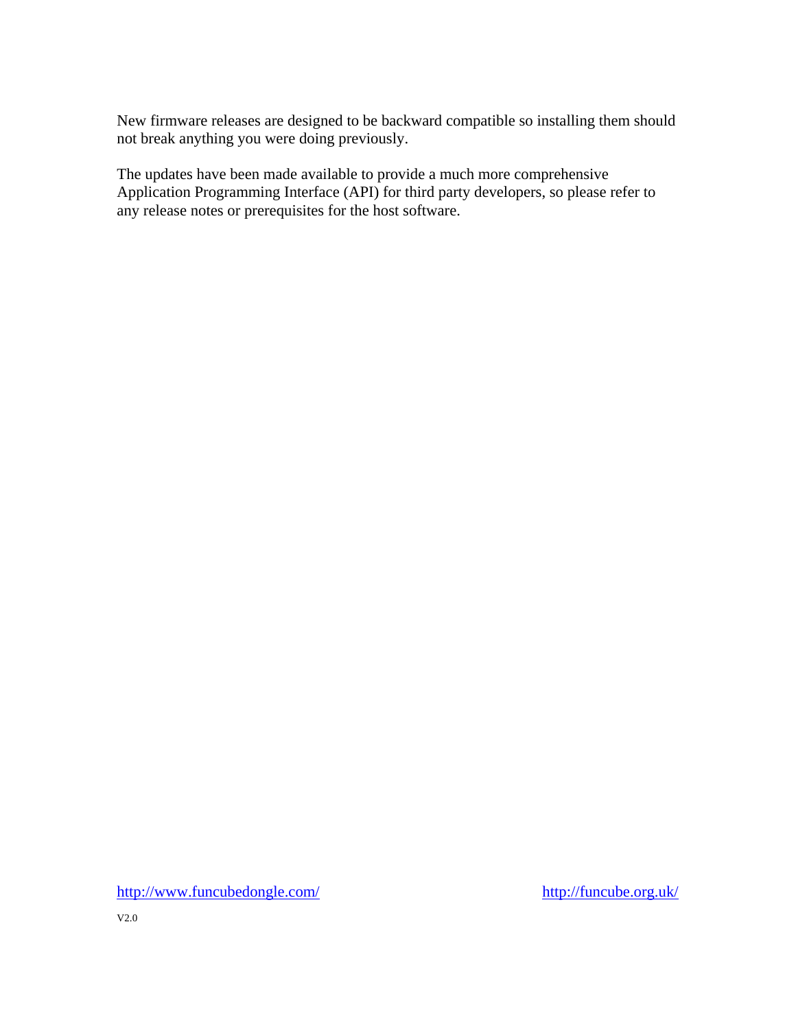New firmware releases are designed to be backward compatible so installing them should not break anything you were doing previously.

The updates have been made available to provide a much more comprehensive Application Programming Interface (API) for third party developers, so please refer to any release notes or prerequisites for the host software.

http://www.funcubedongle.com/ http://funcube.org.uk/

V2.0